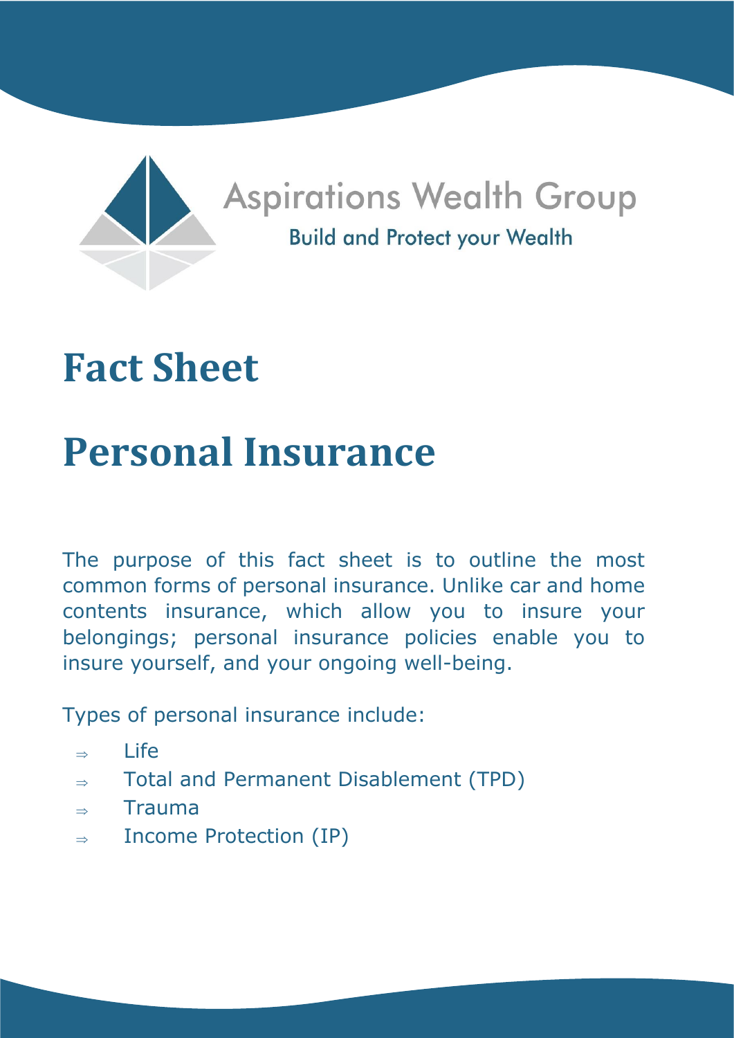Aspirations Wealth Group

Build and Protect your Wealth

# Fact Sheet

# Personal Insurance

The purpose of this fact sheet is to outline the most common forms of personal insurance. Unlike car and home contents insurance, which allow you to insure your belongings; personal insurance policies enable you to insure yourself, and your ongoing well-being.

Types of personal insurance include:

- ⇒ Life
- ⇒ Total and Permanent Disablement (TPD)
- ⇒ Trauma
- ⇒ Income Protection (IP)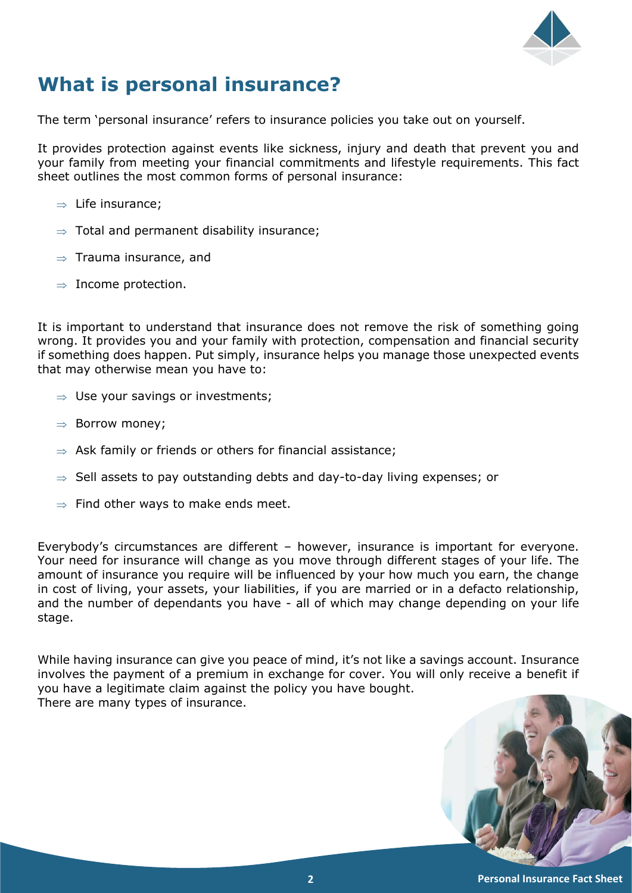# What is personal insurance?

The term 'personal insurance' refers to insurance policies you take out on yourself.

It provides protection against events like sickness, injury and death that prevent you and your family from meeting your financial commitments and lifestyle requirements. This fact sheet outlines the most common forms of personal insurance:

- ⇒ Life insurance;
- ⇒ Total and permanent disability insurance;
- ⇒ Trauma insurance, and
- ⇒ Income protection.

It is important to understand that insurance does not remove the risk of something going wrong. It provides you and your family with protection, compensation and financial security if something does happen. Put simply, insurance helps you manage those unexpected events that may otherwise mean you have to:

- ⇒ Use your savings or investments;
- ⇒ Borrow money;
- ⇒ Ask family or friends or others for financial assistance;
- ⇒ Sell assets to pay outstanding debts and day-to-day living expenses; or
- ⇒ Find other ways to make ends meet.

Everybody's circumstances are different – however, insurance is important for everyone. Your need for insurance will change as you move through different stages of your life. The amount of insurance you require will be influenced by your how much you earn, the change in cost of living, your assets, your liabilities, if you are married or in a defacto relationship, and the number of dependants you have - all of which may change depending on your life stage.

While having insurance can give you peace of mind, it's not like a savings account. Insurance involves the payment of a premium in exchange for cover. You will only receive a benefit if you have a legitimate claim against the policy you have bought.
There are many types of insurance.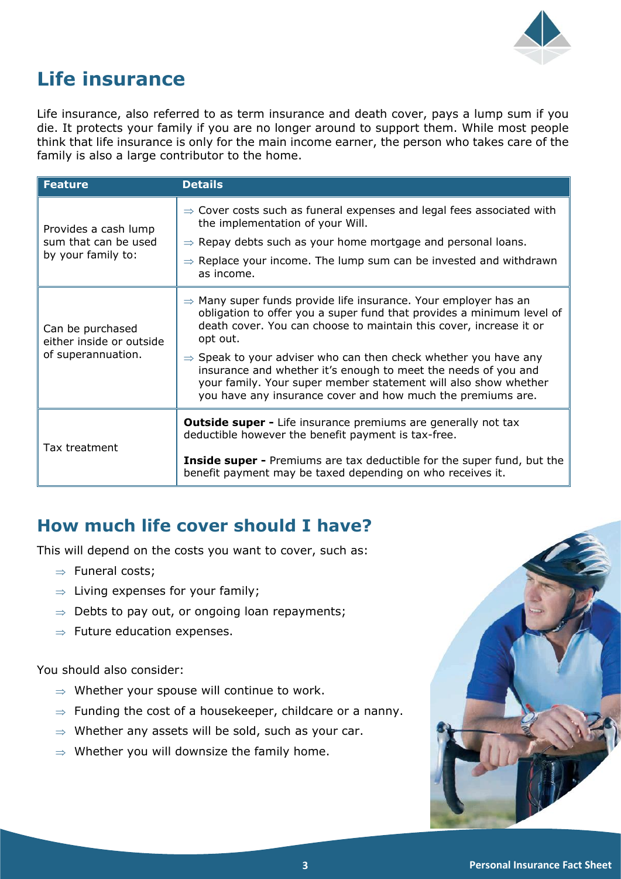# Life insurance

Life insurance, also referred to as term insurance and death cover, pays a lump sum if you die. It protects your family if you are no longer around to support them. While most people think that life insurance is only for the main income earner, the person who takes care of the family is also a large contributor to the home.

| Feature | Details |
| --- | --- |
| Provides a cash lump sum that can be used by your family to: | ⇒ Cover costs such as funeral expenses and legal fees associated with the implementation of your Will.<br>⇒ Repay debts such as your home mortgage and personal loans.<br>⇒ Replace your income. The lump sum can be invested and withdrawn as income. |
| Can be purchased either inside or outside of superannuation. | ⇒ Many super funds provide life insurance. Your employer has an obligation to offer you a super fund that provides a minimum level of death cover. You can choose to maintain this cover, increase it or opt out.<br>⇒ Speak to your adviser who can then check whether you have any insurance and whether it's enough to meet the needs of you and your family. Your super member statement will also show whether you have any insurance cover and how much the premiums are. |
| Tax treatment | **Outside super -** Life insurance premiums are generally not tax deductible however the benefit payment is tax-free.<br>**Inside super -** Premiums are tax deductible for the super fund, but the benefit payment may be taxed depending on who receives it. |

## How much life cover should I have?

This will depend on the costs you want to cover, such as:

- Funeral costs;
- Living expenses for your family;
- Debts to pay out, or ongoing loan repayments;
- Future education expenses.

You should also consider:

- Whether your spouse will continue to work.
- Funding the cost of a housekeeper, childcare or a nanny.
- Whether any assets will be sold, such as your car.
- Whether you will downsize the family home.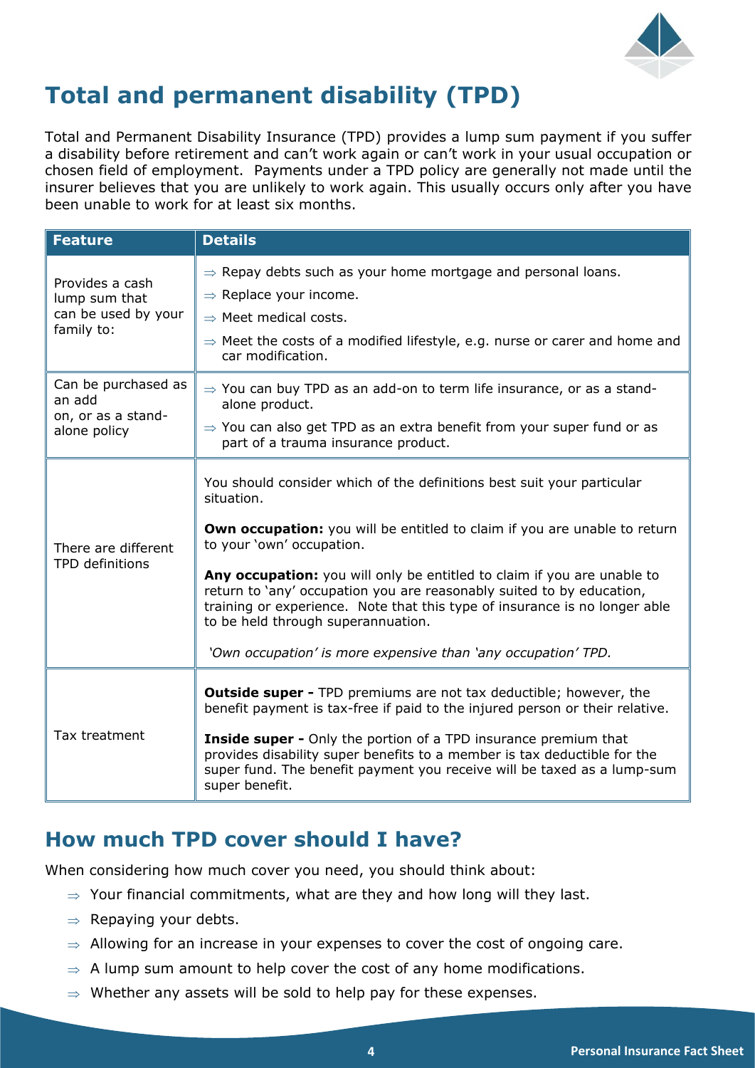# Total and permanent disability (TPD)

Total and Permanent Disability Insurance (TPD) provides a lump sum payment if you suffer a disability before retirement and can't work again or can't work in your usual occupation or chosen field of employment. Payments under a TPD policy are generally not made until the insurer believes that you are unlikely to work again. This usually occurs only after you have been unable to work for at least six months.

| Feature | Details |
| --- | --- |
| Provides a cash lump sum that can be used by your family to: | ⇒ Repay debts such as your home mortgage and personal loans.<br>⇒ Replace your income.<br>⇒ Meet medical costs.<br>⇒ Meet the costs of a modified lifestyle, e.g. nurse or carer and home and car modification. |
| Can be purchased as an add on, or as a stand-alone policy | ⇒ You can buy TPD as an add-on to term life insurance, or as a stand-alone product.<br>⇒ You can also get TPD as an extra benefit from your super fund or as part of a trauma insurance product. |
| There are different TPD definitions | You should consider which of the definitions best suit your particular situation.<br><br>**Own occupation:** you will be entitled to claim if you are unable to return to your 'own' occupation.<br><br>**Any occupation:** you will only be entitled to claim if you are unable to return to 'any' occupation you are reasonably suited to by education, training or experience. Note that this type of insurance is no longer able to be held through superannuation.<br><br>*'Own occupation' is more expensive than 'any occupation' TPD.* |
| Tax treatment | **Outside super -** TPD premiums are not tax deductible; however, the benefit payment is tax-free if paid to the injured person or their relative.<br><br>**Inside super -** Only the portion of a TPD insurance premium that provides disability super benefits to a member is tax deductible for the super fund. The benefit payment you receive will be taxed as a lump-sum super benefit. |

## How much TPD cover should I have?

When considering how much cover you need, you should think about:

- ⇒ Your financial commitments, what are they and how long will they last.
- ⇒ Repaying your debts.
- ⇒ Allowing for an increase in your expenses to cover the cost of ongoing care.
- ⇒ A lump sum amount to help cover the cost of any home modifications.
- ⇒ Whether any assets will be sold to help pay for these expenses.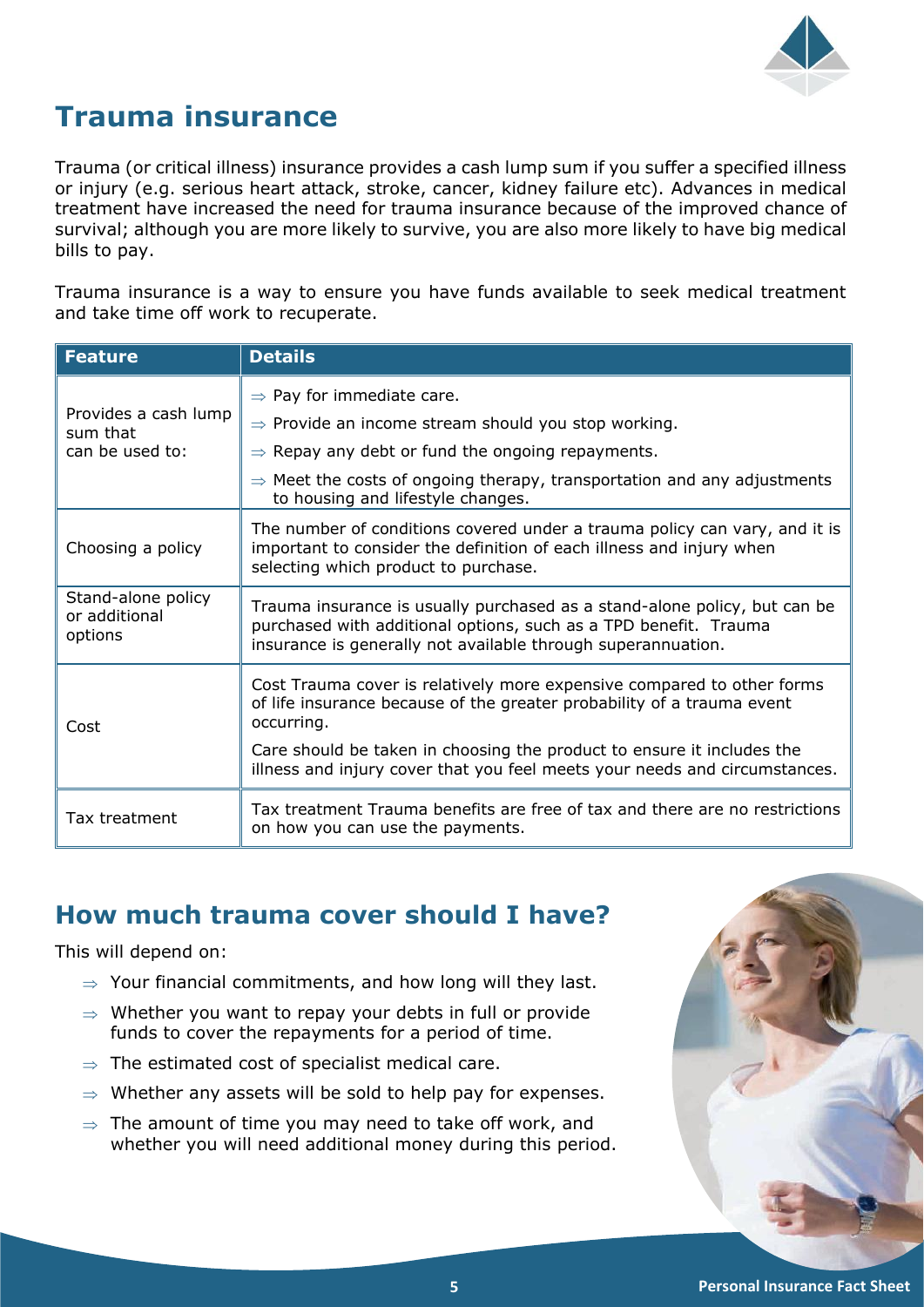# Trauma insurance

Trauma (or critical illness) insurance provides a cash lump sum if you suffer a specified illness or injury (e.g. serious heart attack, stroke, cancer, kidney failure etc). Advances in medical treatment have increased the need for trauma insurance because of the improved chance of survival; although you are more likely to survive, you are also more likely to have big medical bills to pay.

Trauma insurance is a way to ensure you have funds available to seek medical treatment and take time off work to recuperate.

| Feature | Details |
| --- | --- |
| Provides a cash lump sum that can be used to: | ⇒ Pay for immediate care.<br>⇒ Provide an income stream should you stop working.<br>⇒ Repay any debt or fund the ongoing repayments.<br>⇒ Meet the costs of ongoing therapy, transportation and any adjustments to housing and lifestyle changes. |
| Choosing a policy | The number of conditions covered under a trauma policy can vary, and it is important to consider the definition of each illness and injury when selecting which product to purchase. |
| Stand-alone policy or additional options | Trauma insurance is usually purchased as a stand-alone policy, but can be purchased with additional options, such as a TPD benefit. Trauma insurance is generally not available through superannuation. |
| Cost | Cost Trauma cover is relatively more expensive compared to other forms of life insurance because of the greater probability of a trauma event occurring.<br>Care should be taken in choosing the product to ensure it includes the illness and injury cover that you feel meets your needs and circumstances. |
| Tax treatment | Tax treatment Trauma benefits are free of tax and there are no restrictions on how you can use the payments. |

## How much trauma cover should I have?

This will depend on:

- ⇒ Your financial commitments, and how long will they last.
- ⇒ Whether you want to repay your debts in full or provide funds to cover the repayments for a period of time.
- ⇒ The estimated cost of specialist medical care.
- ⇒ Whether any assets will be sold to help pay for expenses.
- ⇒ The amount of time you may need to take off work, and whether you will need additional money during this period.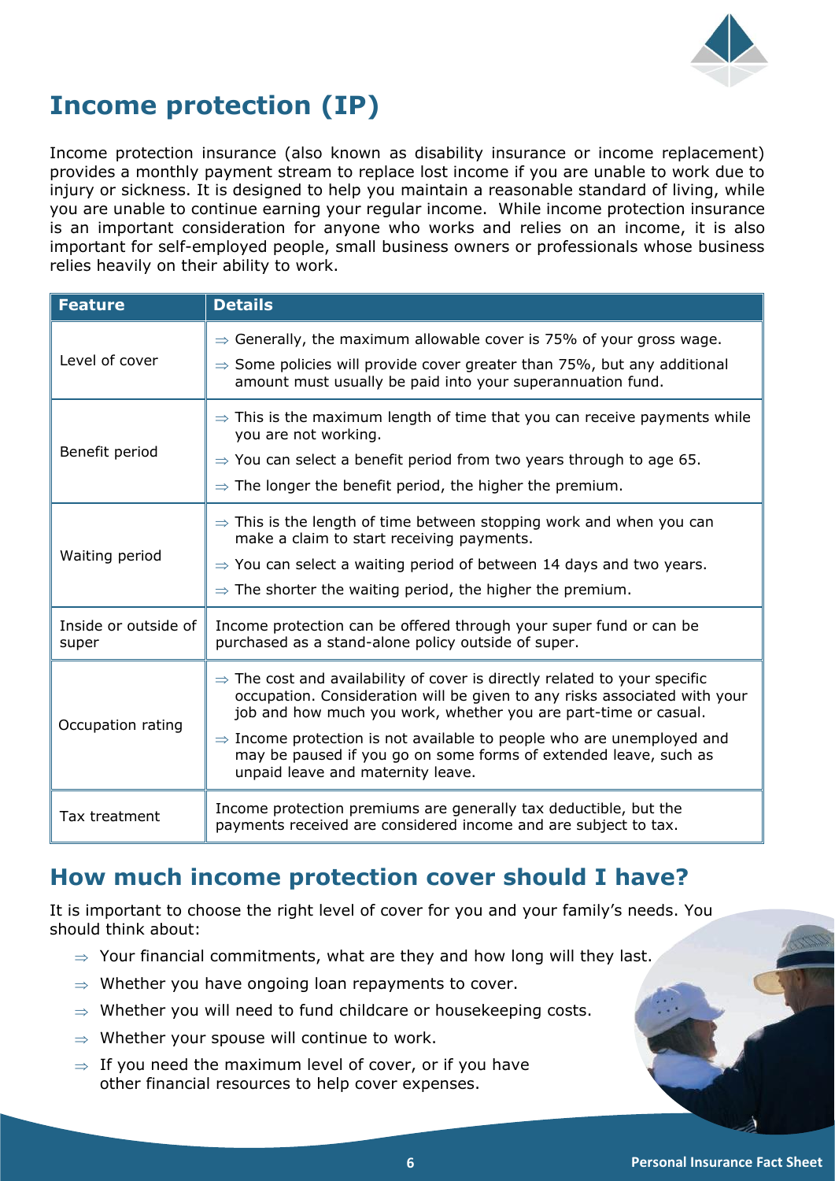# Income protection (IP)

Income protection insurance (also known as disability insurance or income replacement) provides a monthly payment stream to replace lost income if you are unable to work due to injury or sickness. It is designed to help you maintain a reasonable standard of living, while you are unable to continue earning your regular income. While income protection insurance is an important consideration for anyone who works and relies on an income, it is also important for self-employed people, small business owners or professionals whose business relies heavily on their ability to work.

| Feature | Details |
|---|---|
| Level of cover | ⇒ Generally, the maximum allowable cover is 75% of your gross wage.<br>⇒ Some policies will provide cover greater than 75%, but any additional amount must usually be paid into your superannuation fund. |
| Benefit period | ⇒ This is the maximum length of time that you can receive payments while you are not working.<br>⇒ You can select a benefit period from two years through to age 65.<br>⇒ The longer the benefit period, the higher the premium. |
| Waiting period | ⇒ This is the length of time between stopping work and when you can make a claim to start receiving payments.<br>⇒ You can select a waiting period of between 14 days and two years.<br>⇒ The shorter the waiting period, the higher the premium. |
| Inside or outside of super | Income protection can be offered through your super fund or can be purchased as a stand-alone policy outside of super. |
| Occupation rating | ⇒ The cost and availability of cover is directly related to your specific occupation. Consideration will be given to any risks associated with your job and how much you work, whether you are part-time or casual.<br>⇒ Income protection is not available to people who are unemployed and may be paused if you go on some forms of extended leave, such as unpaid leave and maternity leave. |
| Tax treatment | Income protection premiums are generally tax deductible, but the payments received are considered income and are subject to tax. |

## How much income protection cover should I have?

It is important to choose the right level of cover for you and your family's needs. You should think about:

- ⇒ Your financial commitments, what are they and how long will they last.
- ⇒ Whether you have ongoing loan repayments to cover.
- ⇒ Whether you will need to fund childcare or housekeeping costs.
- ⇒ Whether your spouse will continue to work.
- ⇒ If you need the maximum level of cover, or if you have other financial resources to help cover expenses.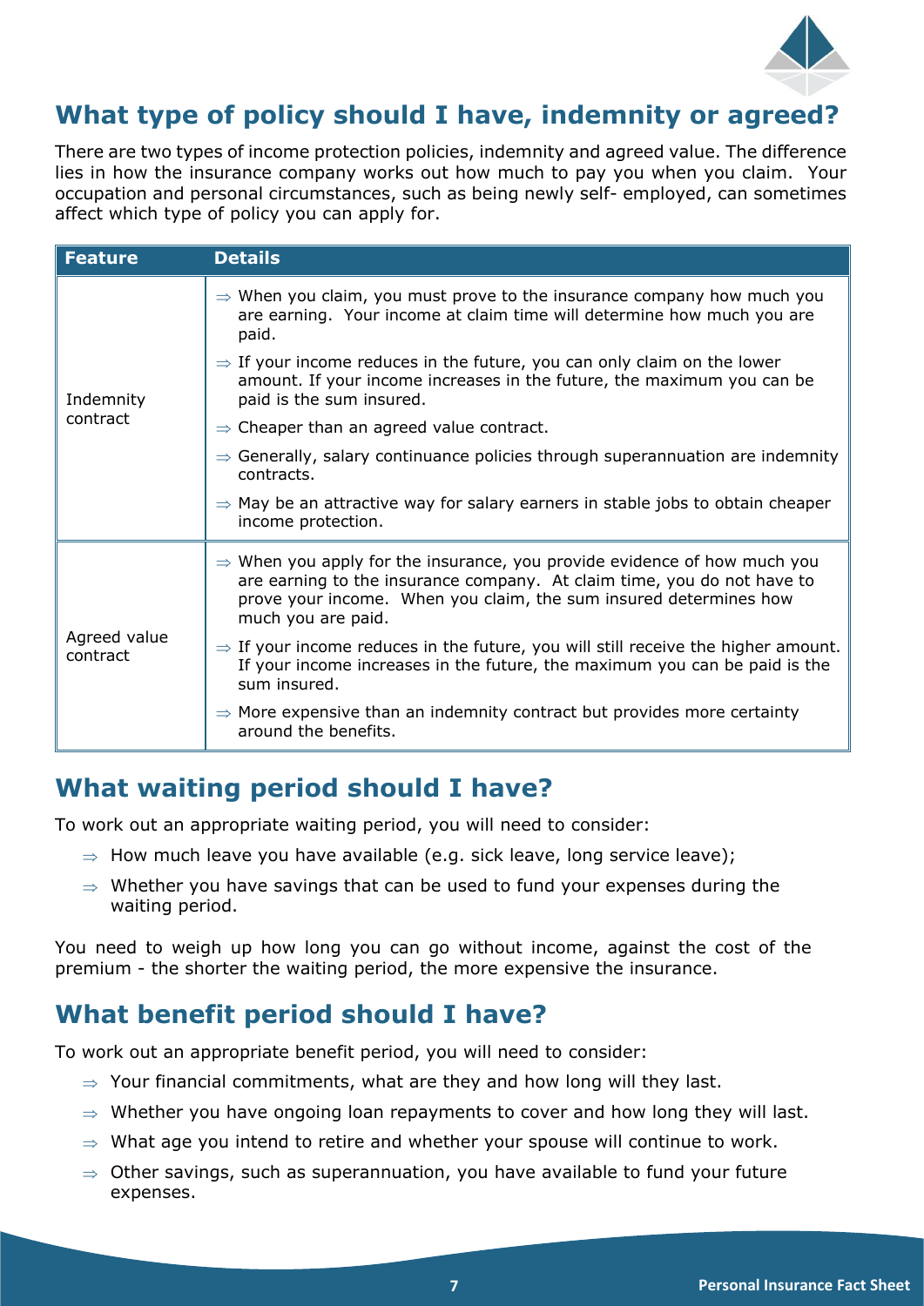## What type of policy should I have, indemnity or agreed?

There are two types of income protection policies, indemnity and agreed value. The difference lies in how the insurance company works out how much to pay you when you claim. Your occupation and personal circumstances, such as being newly self- employed, can sometimes affect which type of policy you can apply for.

| Feature | Details |
|---|---|
| Indemnity contract | ⇒ When you claim, you must prove to the insurance company how much you are earning. Your income at claim time will determine how much you are paid.<br>⇒ If your income reduces in the future, you can only claim on the lower amount. If your income increases in the future, the maximum you can be paid is the sum insured.<br>⇒ Cheaper than an agreed value contract.<br>⇒ Generally, salary continuance policies through superannuation are indemnity contracts.<br>⇒ May be an attractive way for salary earners in stable jobs to obtain cheaper income protection. |
| Agreed value contract | ⇒ When you apply for the insurance, you provide evidence of how much you are earning to the insurance company. At claim time, you do not have to prove your income. When you claim, the sum insured determines how much you are paid.<br>⇒ If your income reduces in the future, you will still receive the higher amount. If your income increases in the future, the maximum you can be paid is the sum insured.<br>⇒ More expensive than an indemnity contract but provides more certainty around the benefits. |

## What waiting period should I have?

To work out an appropriate waiting period, you will need to consider:

- ⇒ How much leave you have available (e.g. sick leave, long service leave);
- ⇒ Whether you have savings that can be used to fund your expenses during the waiting period.

You need to weigh up how long you can go without income, against the cost of the premium - the shorter the waiting period, the more expensive the insurance.

## What benefit period should I have?

To work out an appropriate benefit period, you will need to consider:

- ⇒ Your financial commitments, what are they and how long will they last.
- ⇒ Whether you have ongoing loan repayments to cover and how long they will last.
- ⇒ What age you intend to retire and whether your spouse will continue to work.
- ⇒ Other savings, such as superannuation, you have available to fund your future expenses.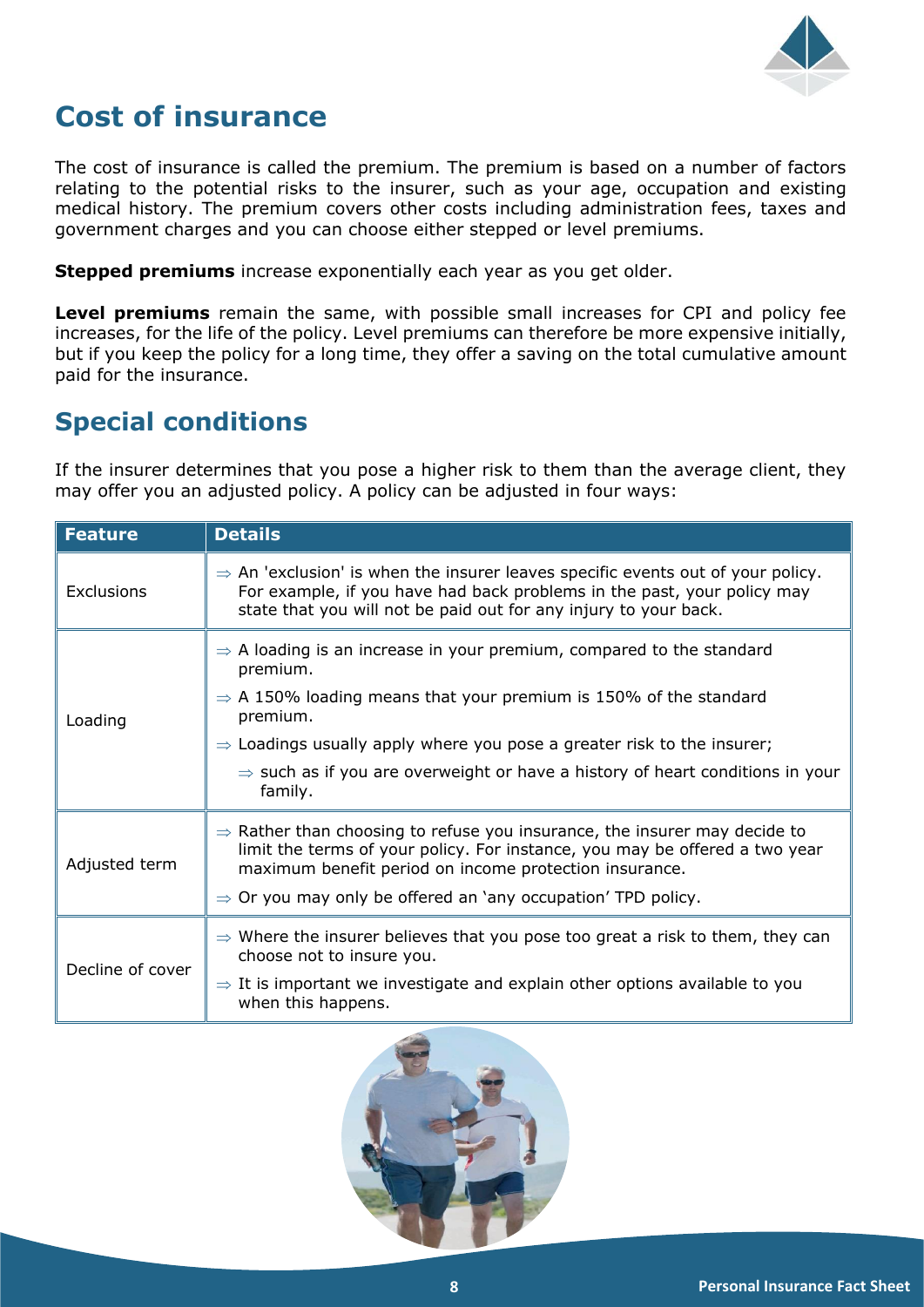# Cost of insurance

The cost of insurance is called the premium. The premium is based on a number of factors relating to the potential risks to the insurer, such as your age, occupation and existing medical history. The premium covers other costs including administration fees, taxes and government charges and you can choose either stepped or level premiums.

**Stepped premiums** increase exponentially each year as you get older.

**Level premiums** remain the same, with possible small increases for CPI and policy fee increases, for the life of the policy. Level premiums can therefore be more expensive initially, but if you keep the policy for a long time, they offer a saving on the total cumulative amount paid for the insurance.

# Special conditions

If the insurer determines that you pose a higher risk to them than the average client, they may offer you an adjusted policy. A policy can be adjusted in four ways:

| Feature | Details |
|---|---|
| Exclusions | ⇒ An 'exclusion' is when the insurer leaves specific events out of your policy. For example, if you have had back problems in the past, your policy may state that you will not be paid out for any injury to your back. |
| Loading | ⇒ A loading is an increase in your premium, compared to the standard premium.<br>⇒ A 150% loading means that your premium is 150% of the standard premium.<br>⇒ Loadings usually apply where you pose a greater risk to the insurer;<br>⇒ such as if you are overweight or have a history of heart conditions in your family. |
| Adjusted term | ⇒ Rather than choosing to refuse you insurance, the insurer may decide to limit the terms of your policy. For instance, you may be offered a two year maximum benefit period on income protection insurance.<br>⇒ Or you may only be offered an 'any occupation' TPD policy. |
| Decline of cover | ⇒ Where the insurer believes that you pose too great a risk to them, they can choose not to insure you.<br>⇒ It is important we investigate and explain other options available to you when this happens. |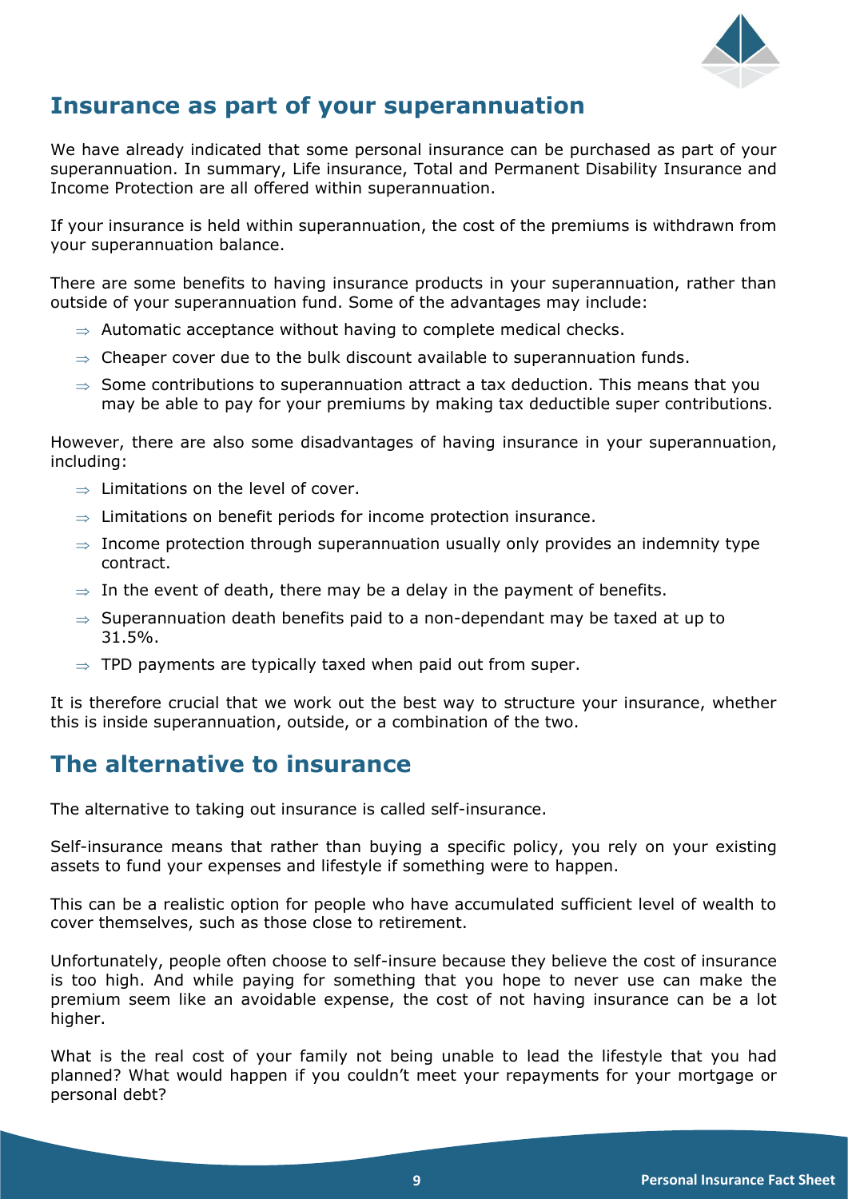## Insurance as part of your superannuation

We have already indicated that some personal insurance can be purchased as part of your superannuation. In summary, Life insurance, Total and Permanent Disability Insurance and Income Protection are all offered within superannuation.

If your insurance is held within superannuation, the cost of the premiums is withdrawn from your superannuation balance.

There are some benefits to having insurance products in your superannuation, rather than outside of your superannuation fund. Some of the advantages may include:

- Automatic acceptance without having to complete medical checks.
- Cheaper cover due to the bulk discount available to superannuation funds.
- Some contributions to superannuation attract a tax deduction. This means that you may be able to pay for your premiums by making tax deductible super contributions.

However, there are also some disadvantages of having insurance in your superannuation, including:

- Limitations on the level of cover.
- Limitations on benefit periods for income protection insurance.
- Income protection through superannuation usually only provides an indemnity type contract.
- In the event of death, there may be a delay in the payment of benefits.
- Superannuation death benefits paid to a non-dependant may be taxed at up to 31.5%.
- TPD payments are typically taxed when paid out from super.

It is therefore crucial that we work out the best way to structure your insurance, whether this is inside superannuation, outside, or a combination of the two.

## The alternative to insurance

The alternative to taking out insurance is called self-insurance.

Self-insurance means that rather than buying a specific policy, you rely on your existing assets to fund your expenses and lifestyle if something were to happen.

This can be a realistic option for people who have accumulated sufficient level of wealth to cover themselves, such as those close to retirement.

Unfortunately, people often choose to self-insure because they believe the cost of insurance is too high. And while paying for something that you hope to never use can make the premium seem like an avoidable expense, the cost of not having insurance can be a lot higher.

What is the real cost of your family not being unable to lead the lifestyle that you had planned? What would happen if you couldn't meet your repayments for your mortgage or personal debt?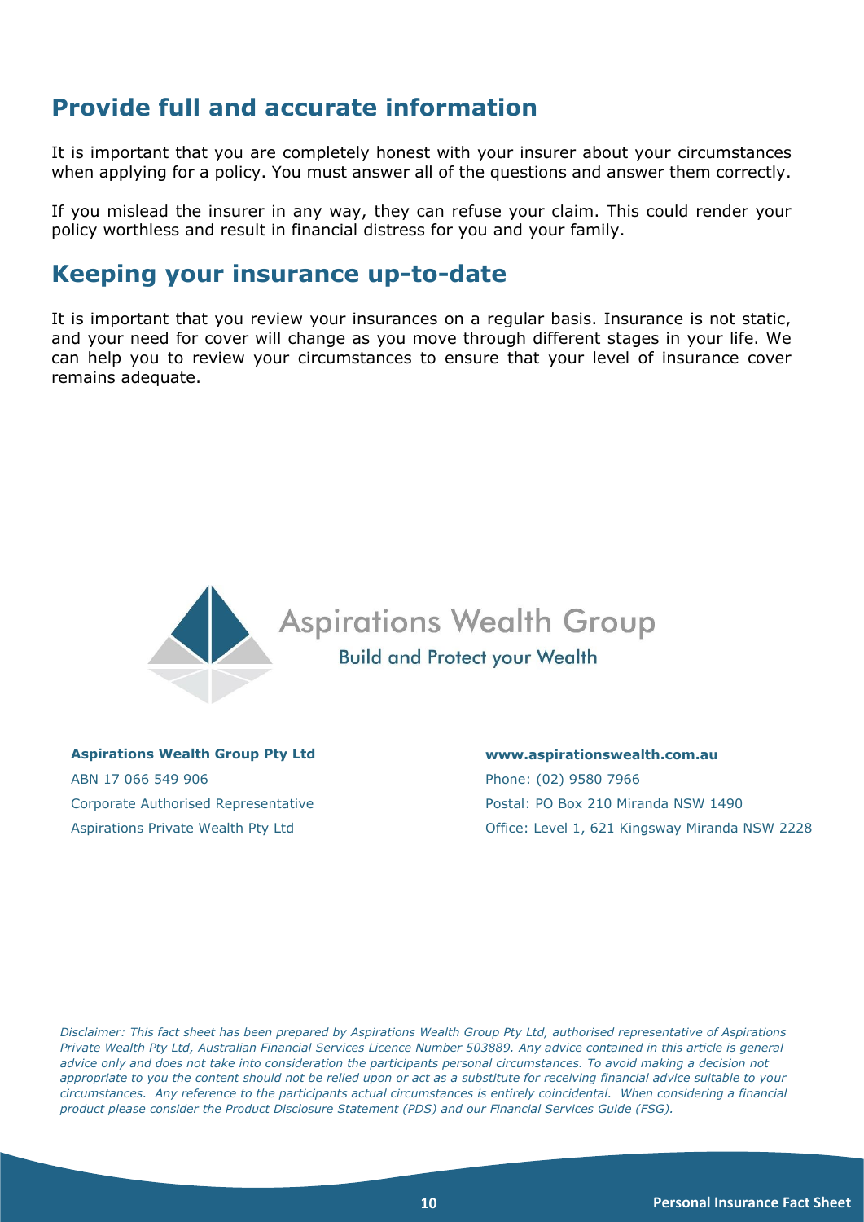## Provide full and accurate information

It is important that you are completely honest with your insurer about your circumstances when applying for a policy. You must answer all of the questions and answer them correctly.

If you mislead the insurer in any way, they can refuse your claim. This could render your policy worthless and result in financial distress for you and your family.

## Keeping your insurance up-to-date

It is important that you review your insurances on a regular basis. Insurance is not static, and your need for cover will change as you move through different stages in your life. We can help you to review your circumstances to ensure that your level of insurance cover remains adequate.

Aspirations Wealth Group

Build and Protect your Wealth

**Aspirations Wealth Group Pty Ltd**
ABN 17 066 549 906
Corporate Authorised Representative
Aspirations Private Wealth Pty Ltd

**www.aspirationswealth.com.au**
Phone: (02) 9580 7966
Postal: PO Box 210 Miranda NSW 1490
Office: Level 1, 621 Kingsway Miranda NSW 2228

*Disclaimer: This fact sheet has been prepared by Aspirations Wealth Group Pty Ltd, authorised representative of Aspirations Private Wealth Pty Ltd, Australian Financial Services Licence Number 503889. Any advice contained in this article is general advice only and does not take into consideration the participants personal circumstances. To avoid making a decision not appropriate to you the content should not be relied upon or act as a substitute for receiving financial advice suitable to your circumstances. Any reference to the participants actual circumstances is entirely coincidental. When considering a financial product please consider the Product Disclosure Statement (PDS) and our Financial Services Guide (FSG).*